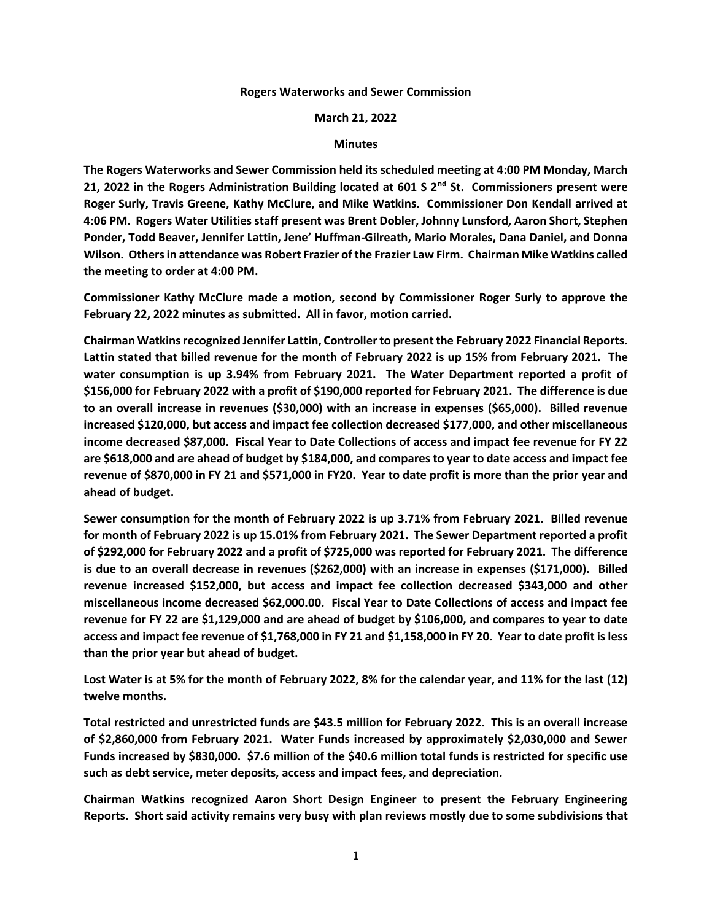**Rogers Waterworks and Sewer Commission**

**March 21, 2022**

**Minutes**

**The Rogers Waterworks and Sewer Commission held its scheduled meeting at 4:00 PM Monday, March 21, 2022 in the Rogers Administration Building located at 601 S 2nd St. Commissioners present were Roger Surly, Travis Greene, Kathy McClure, and Mike Watkins. Commissioner Don Kendall arrived at 4:06 PM. Rogers Water Utilities staff present was Brent Dobler, Johnny Lunsford, Aaron Short, Stephen Ponder, Todd Beaver, Jennifer Lattin, Jene' Huffman-Gilreath, Mario Morales, Dana Daniel, and Donna Wilson. Others in attendance was Robert Frazier of the Frazier Law Firm. Chairman Mike Watkins called the meeting to order at 4:00 PM.**

**Commissioner Kathy McClure made a motion, second by Commissioner Roger Surly to approve the February 22, 2022 minutes as submitted. All in favor, motion carried.**

**Chairman Watkins recognized Jennifer Lattin, Controller to present the February 2022 Financial Reports. Lattin stated that billed revenue for the month of February 2022 is up 15% from February 2021. The water consumption is up 3.94% from February 2021. The Water Department reported a profit of $156,000 for February 2022 with a profit of $190,000 reported for February 2021. The difference is due to an overall increase in revenues ($30,000) with an increase in expenses ($65,000). Billed revenue increased $120,000, but access and impact fee collection decreased $177,000, and other miscellaneous income decreased $87,000. Fiscal Year to Date Collections of access and impact fee revenue for FY 22 are $618,000 and are ahead of budget by $184,000, and compares to year to date access and impact fee revenue of $870,000 in FY 21 and $571,000 in FY20. Year to date profit is more than the prior year and ahead of budget.**

**Sewer consumption for the month of February 2022 is up 3.71% from February 2021. Billed revenue for month of February 2022 is up 15.01% from February 2021. The Sewer Department reported a profit of $292,000 for February 2022 and a profit of $725,000 was reported for February 2021. The difference is due to an overall decrease in revenues ($262,000) with an increase in expenses ($171,000). Billed revenue increased $152,000, but access and impact fee collection decreased $343,000 and other miscellaneous income decreased $62,000.00. Fiscal Year to Date Collections of access and impact fee revenue for FY 22 are $1,129,000 and are ahead of budget by $106,000, and compares to year to date access and impact fee revenue of $1,768,000 in FY 21 and $1,158,000 in FY 20. Year to date profit is less than the prior year but ahead of budget.**

**Lost Water is at 5% for the month of February 2022, 8% for the calendar year, and 11% for the last (12) twelve months.**

**Total restricted and unrestricted funds are $43.5 million for February 2022. This is an overall increase of $2,860,000 from February 2021. Water Funds increased by approximately $2,030,000 and Sewer Funds increased by $830,000. $7.6 million of the $40.6 million total funds is restricted for specific use such as debt service, meter deposits, access and impact fees, and depreciation.**

**Chairman Watkins recognized Aaron Short Design Engineer to present the February Engineering Reports. Short said activity remains very busy with plan reviews mostly due to some subdivisions that**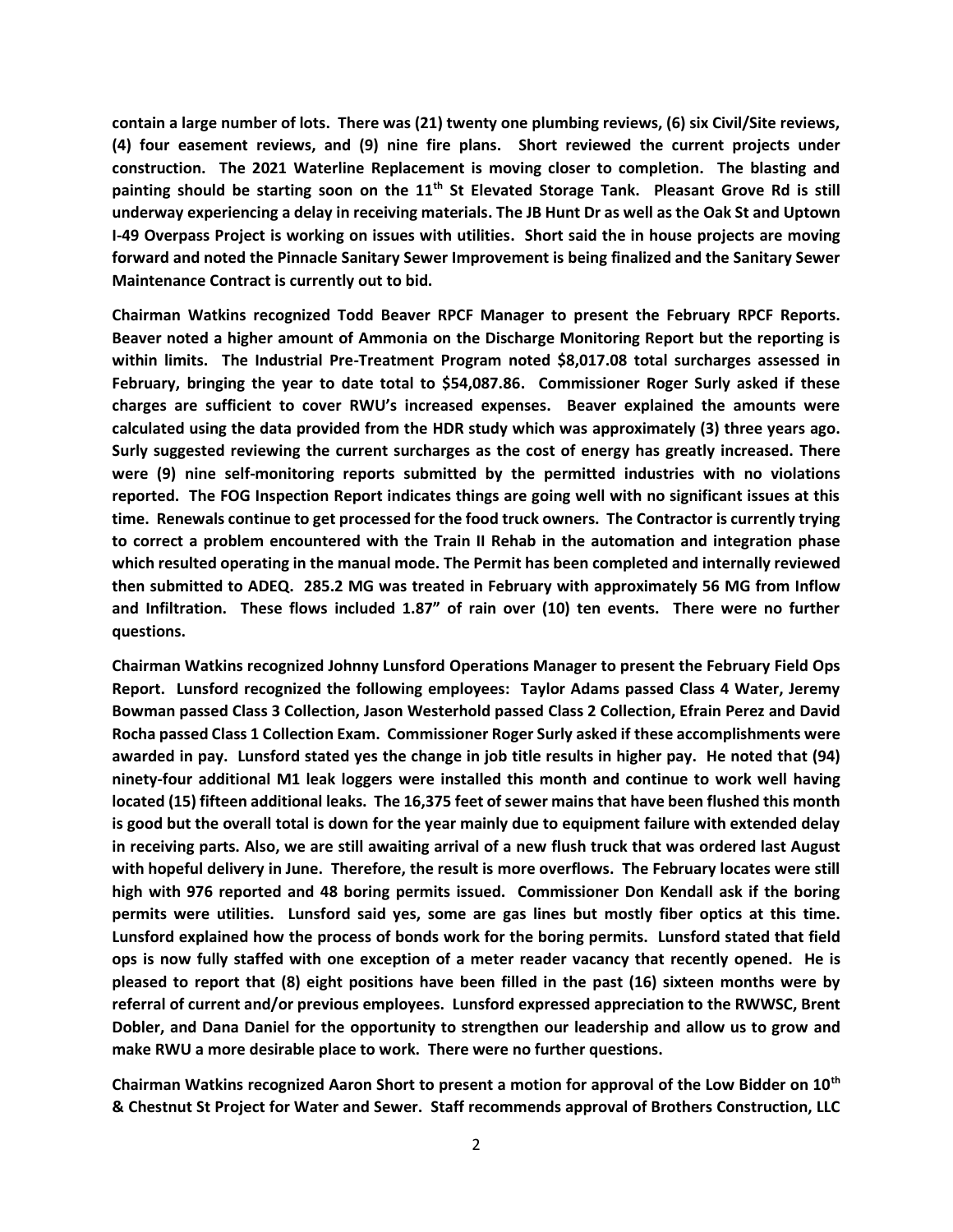**contain a large number of lots. There was (21) twenty one plumbing reviews, (6) six Civil/Site reviews, (4) four easement reviews, and (9) nine fire plans. Short reviewed the current projects under construction. The 2021 Waterline Replacement is moving closer to completion. The blasting and painting should be starting soon on the 11th St Elevated Storage Tank. Pleasant Grove Rd is still underway experiencing a delay in receiving materials. The JB Hunt Dr as well as the Oak St and Uptown I-49 Overpass Project is working on issues with utilities. Short said the in house projects are moving forward and noted the Pinnacle Sanitary Sewer Improvement is being finalized and the Sanitary Sewer Maintenance Contract is currently out to bid.**

**Chairman Watkins recognized Todd Beaver RPCF Manager to present the February RPCF Reports. Beaver noted a higher amount of Ammonia on the Discharge Monitoring Report but the reporting is within limits. The Industrial Pre-Treatment Program noted $8,017.08 total surcharges assessed in February, bringing the year to date total to $54,087.86. Commissioner Roger Surly asked if these charges are sufficient to cover RWU's increased expenses. Beaver explained the amounts were calculated using the data provided from the HDR study which was approximately (3) three years ago. Surly suggested reviewing the current surcharges as the cost of energy has greatly increased. There were (9) nine self-monitoring reports submitted by the permitted industries with no violations reported. The FOG Inspection Report indicates things are going well with no significant issues at this time. Renewals continue to get processed for the food truck owners. The Contractor is currently trying to correct a problem encountered with the Train II Rehab in the automation and integration phase which resulted operating in the manual mode. The Permit has been completed and internally reviewed then submitted to ADEQ. 285.2 MG was treated in February with approximately 56 MG from Inflow and Infiltration. These flows included 1.87" of rain over (10) ten events. There were no further questions.**

**Chairman Watkins recognized Johnny Lunsford Operations Manager to present the February Field Ops Report. Lunsford recognized the following employees: Taylor Adams passed Class 4 Water, Jeremy Bowman passed Class 3 Collection, Jason Westerhold passed Class 2 Collection, Efrain Perez and David Rocha passed Class 1 Collection Exam. Commissioner Roger Surly asked if these accomplishments were awarded in pay. Lunsford stated yes the change in job title results in higher pay. He noted that (94) ninety-four additional M1 leak loggers were installed this month and continue to work well having located (15) fifteen additional leaks. The 16,375 feet of sewer mains that have been flushed this month is good but the overall total is down for the year mainly due to equipment failure with extended delay in receiving parts. Also, we are still awaiting arrival of a new flush truck that was ordered last August with hopeful delivery in June. Therefore, the result is more overflows. The February locates were still high with 976 reported and 48 boring permits issued. Commissioner Don Kendall ask if the boring permits were utilities. Lunsford said yes, some are gas lines but mostly fiber optics at this time. Lunsford explained how the process of bonds work for the boring permits. Lunsford stated that field ops is now fully staffed with one exception of a meter reader vacancy that recently opened. He is pleased to report that (8) eight positions have been filled in the past (16) sixteen months were by referral of current and/or previous employees. Lunsford expressed appreciation to the RWWSC, Brent Dobler, and Dana Daniel for the opportunity to strengthen our leadership and allow us to grow and make RWU a more desirable place to work. There were no further questions.**

**Chairman Watkins recognized Aaron Short to present a motion for approval of the Low Bidder on 10th & Chestnut St Project for Water and Sewer. Staff recommends approval of Brothers Construction, LLC**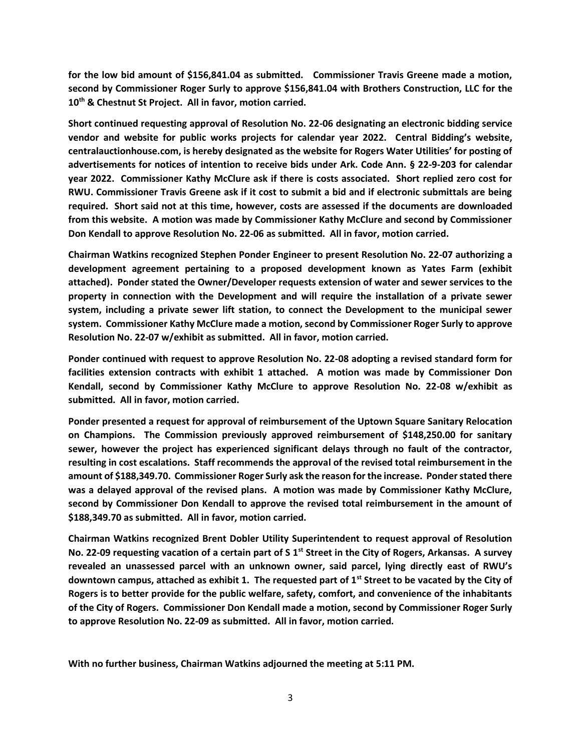**for the low bid amount of $156,841.04 as submitted. Commissioner Travis Greene made a motion, second by Commissioner Roger Surly to approve $156,841.04 with Brothers Construction, LLC for the 10th & Chestnut St Project. All in favor, motion carried.**

**Short continued requesting approval of Resolution No. 22-06 designating an electronic bidding service vendor and website for public works projects for calendar year 2022. Central Bidding's website, centralauctionhouse.com, is hereby designated as the website for Rogers Water Utilities' for posting of advertisements for notices of intention to receive bids under Ark. Code Ann. § 22-9-203 for calendar year 2022. Commissioner Kathy McClure ask if there is costs associated. Short replied zero cost for RWU. Commissioner Travis Greene ask if it cost to submit a bid and if electronic submittals are being required. Short said not at this time, however, costs are assessed if the documents are downloaded from this website. A motion was made by Commissioner Kathy McClure and second by Commissioner Don Kendall to approve Resolution No. 22-06 as submitted. All in favor, motion carried.**

**Chairman Watkins recognized Stephen Ponder Engineer to present Resolution No. 22-07 authorizing a development agreement pertaining to a proposed development known as Yates Farm (exhibit attached). Ponder stated the Owner/Developer requests extension of water and sewer services to the property in connection with the Development and will require the installation of a private sewer system, including a private sewer lift station, to connect the Development to the municipal sewer system. Commissioner Kathy McClure made a motion, second by Commissioner Roger Surly to approve Resolution No. 22-07 w/exhibit as submitted. All in favor, motion carried.**

**Ponder continued with request to approve Resolution No. 22-08 adopting a revised standard form for facilities extension contracts with exhibit 1 attached. A motion was made by Commissioner Don Kendall, second by Commissioner Kathy McClure to approve Resolution No. 22-08 w/exhibit as submitted. All in favor, motion carried.**

**Ponder presented a request for approval of reimbursement of the Uptown Square Sanitary Relocation on Champions. The Commission previously approved reimbursement of $148,250.00 for sanitary sewer, however the project has experienced significant delays through no fault of the contractor, resulting in cost escalations. Staff recommends the approval of the revised total reimbursement in the amount of $188,349.70. Commissioner Roger Surly ask the reason for the increase. Ponder stated there was a delayed approval of the revised plans. A motion was made by Commissioner Kathy McClure, second by Commissioner Don Kendall to approve the revised total reimbursement in the amount of $188,349.70 as submitted. All in favor, motion carried.**

**Chairman Watkins recognized Brent Dobler Utility Superintendent to request approval of Resolution No. 22-09 requesting vacation of a certain part of S 1st Street in the City of Rogers, Arkansas. A survey revealed an unassessed parcel with an unknown owner, said parcel, lying directly east of RWU's downtown campus, attached as exhibit 1. The requested part of 1st Street to be vacated by the City of Rogers is to better provide for the public welfare, safety, comfort, and convenience of the inhabitants of the City of Rogers. Commissioner Don Kendall made a motion, second by Commissioner Roger Surly to approve Resolution No. 22-09 as submitted. All in favor, motion carried.**

**With no further business, Chairman Watkins adjourned the meeting at 5:11 PM.**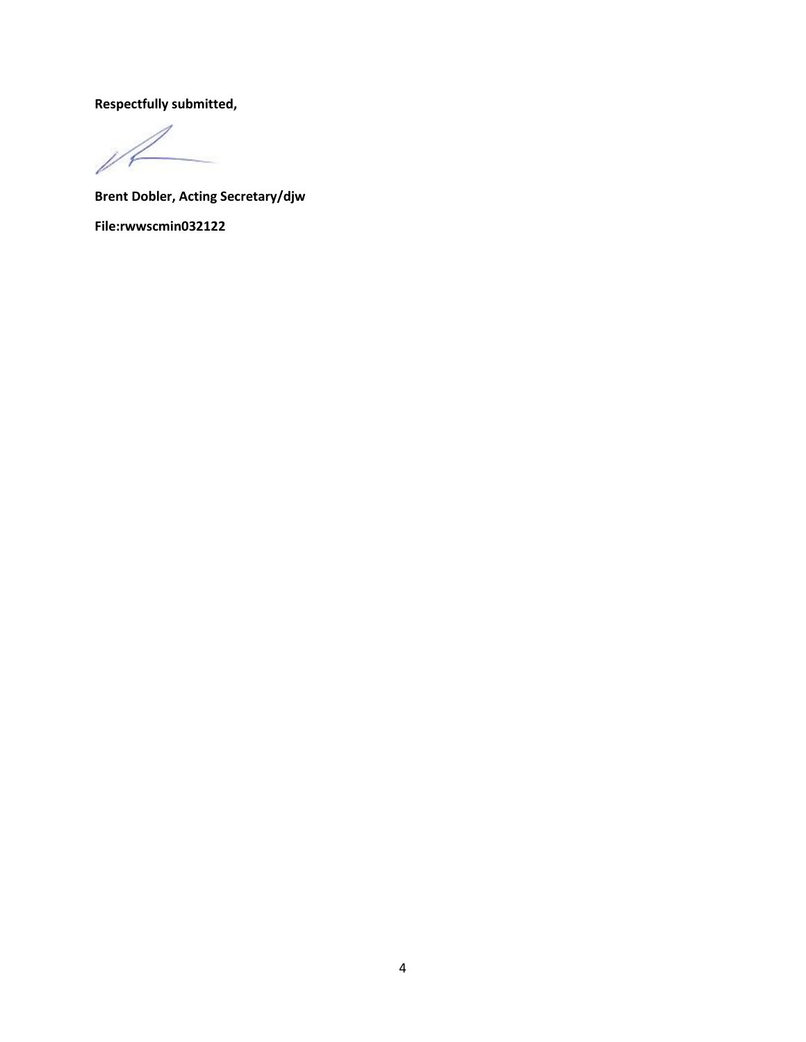**Respectfully submitted,**

**Brent Dobler, Acting Secretary/djw**

**File:rwwscmin032122**